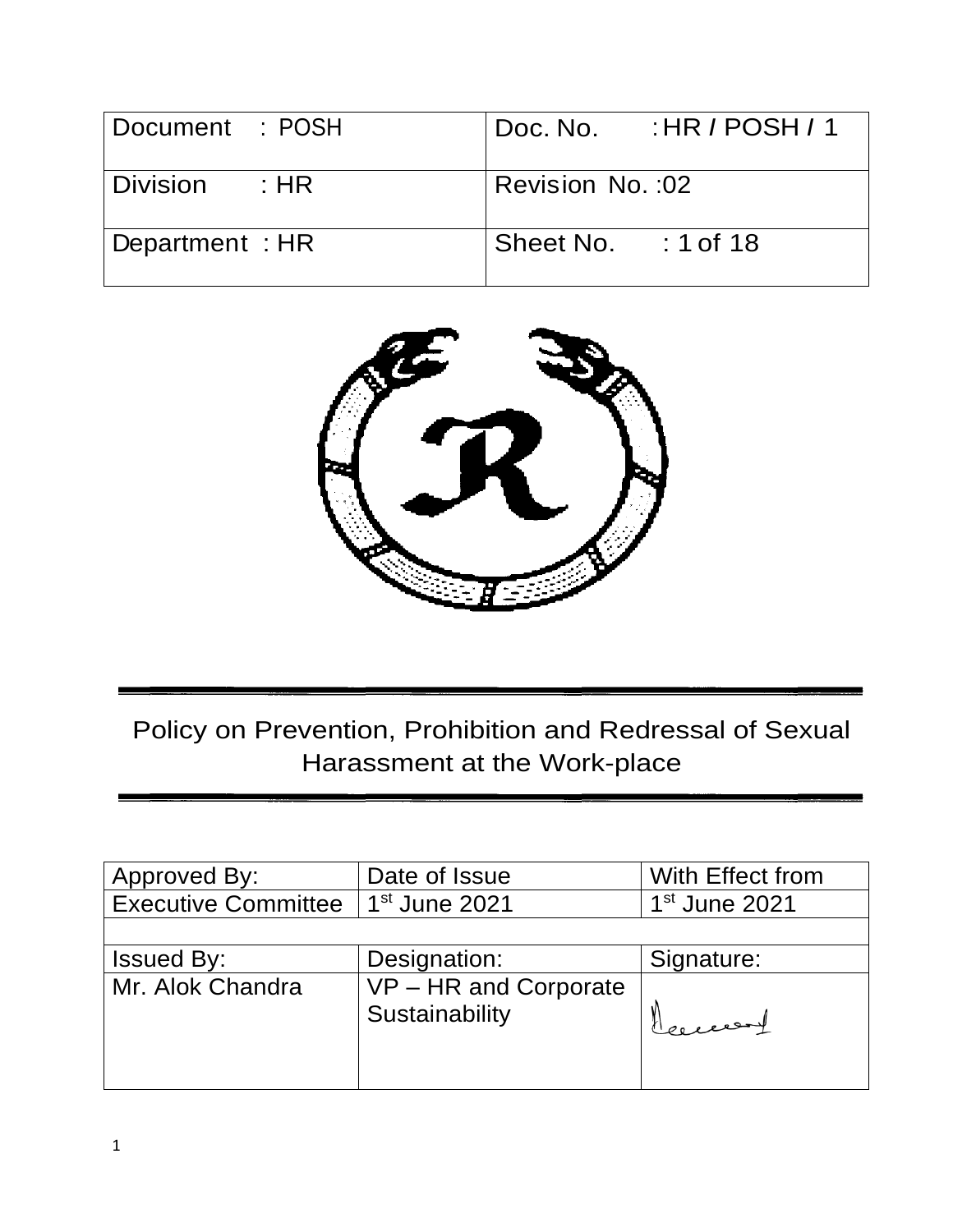| Document : POSH | Doc. No. : HR / POSH / 1 |
| --- | --- |
| Division : HR | Revision No. :02 |
| Department : HR | Sheet No. : 1 of 18 |

# Policy on Prevention, Prohibition and Redressal of Sexual Harassment at the Work-place

| Approved By: | Date of Issue | With Effect from |
| --- | --- | --- |
| Executive Committee | 1st June 2021 | 1st June 2021 |
| | | |
| Issued By: | Designation: | Signature: |
| Mr. Alok Chandra | VP – HR and Corporate Sustainability | |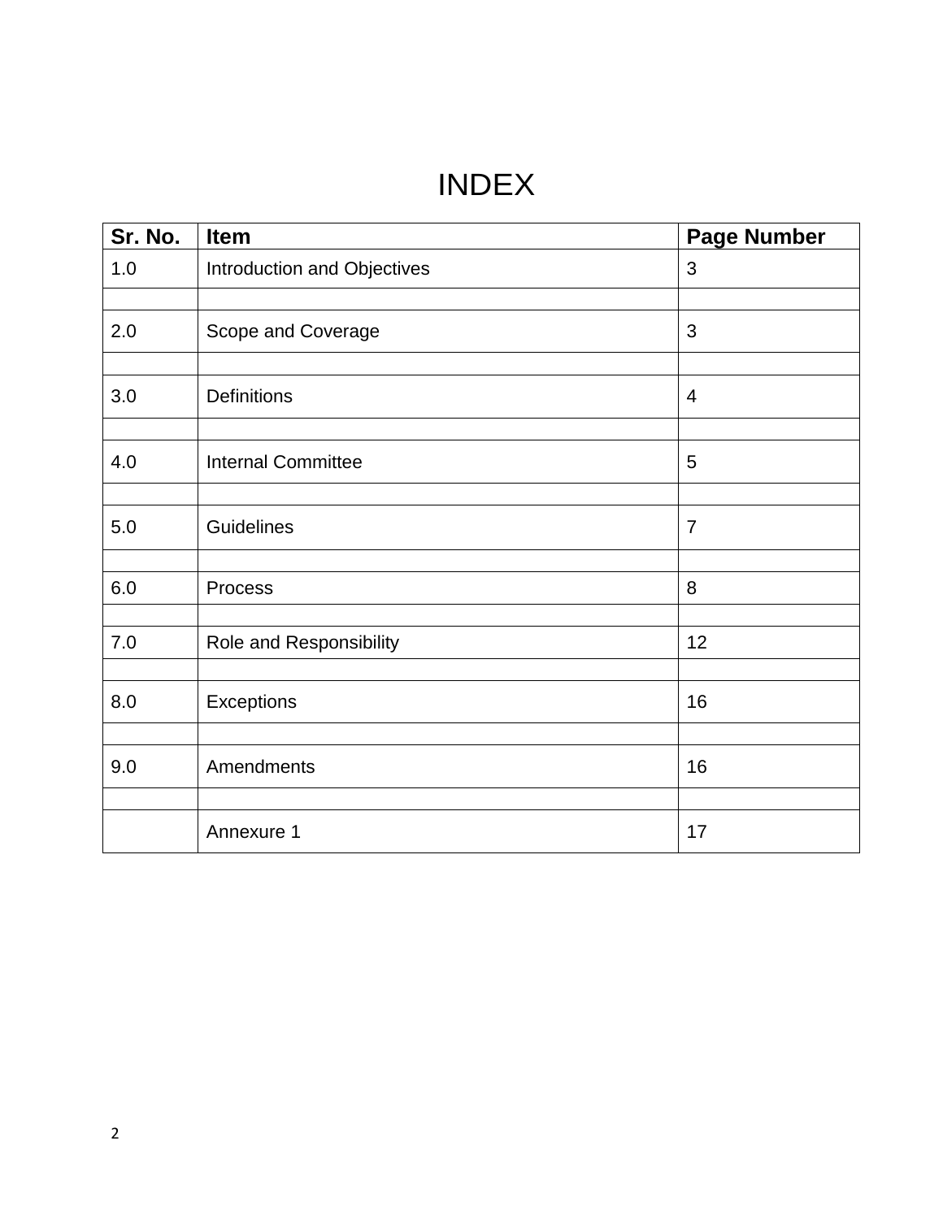# INDEX

| Sr. No. | Item | Page Number |
|---|---|---|
| 1.0 | Introduction and Objectives | 3 |
| | | |
| 2.0 | Scope and Coverage | 3 |
| | | |
| 3.0 | Definitions | 4 |
| | | |
| 4.0 | Internal Committee | 5 |
| | | |
| 5.0 | Guidelines | 7 |
| | | |
| 6.0 | Process | 8 |
| | | |
| 7.0 | Role and Responsibility | 12 |
| | | |
| 8.0 | Exceptions | 16 |
| | | |
| 9.0 | Amendments | 16 |
| | | |
| | Annexure 1 | 17 |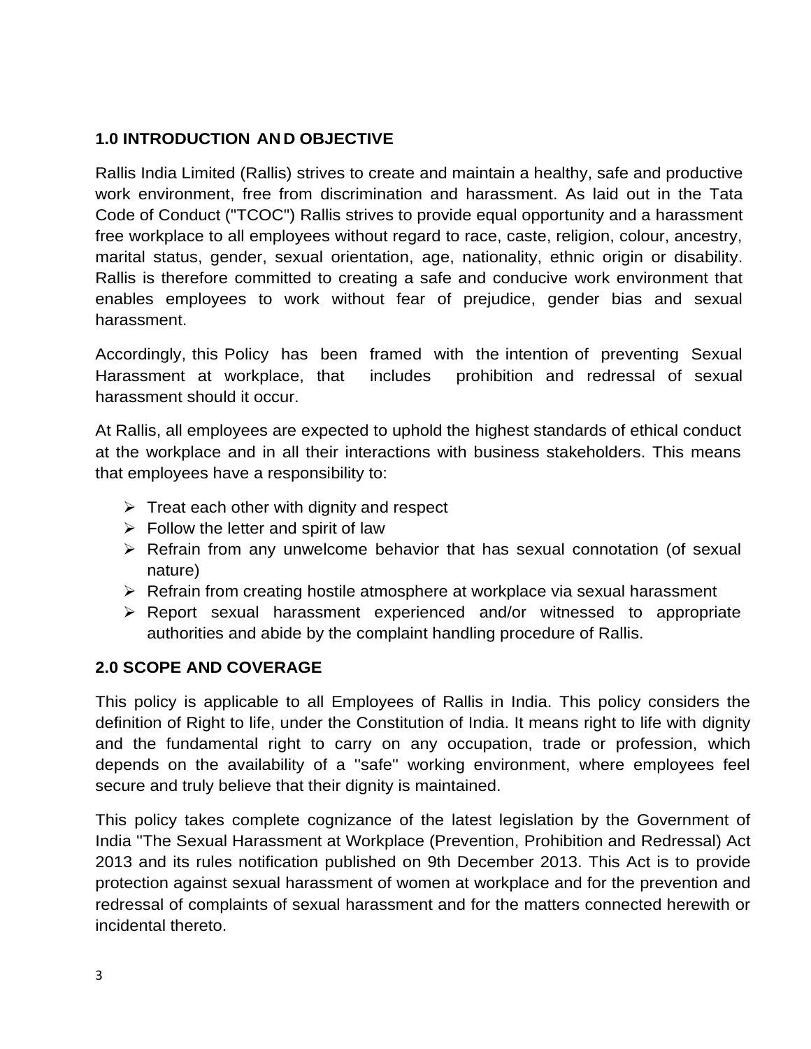## 1.0 INTRODUCTION AND OBJECTIVE

Rallis India Limited (Rallis) strives to create and maintain a healthy, safe and productive work environment, free from discrimination and harassment. As laid out in the Tata Code of Conduct ("TCOC") Rallis strives to provide equal opportunity and a harassment free workplace to all employees without regard to race, caste, religion, colour, ancestry, marital status, gender, sexual orientation, age, nationality, ethnic origin or disability. Rallis is therefore committed to creating a safe and conducive work environment that enables employees to work without fear of prejudice, gender bias and sexual harassment.

Accordingly, this Policy has been framed with the intention of preventing Sexual Harassment at workplace, that includes prohibition and redressal of sexual harassment should it occur.

At Rallis, all employees are expected to uphold the highest standards of ethical conduct at the workplace and in all their interactions with business stakeholders. This means that employees have a responsibility to:

- Treat each other with dignity and respect
- Follow the letter and spirit of law
- Refrain from any unwelcome behavior that has sexual connotation (of sexual nature)
- Refrain from creating hostile atmosphere at workplace via sexual harassment
- Report sexual harassment experienced and/or witnessed to appropriate authorities and abide by the complaint handling procedure of Rallis.

## 2.0 SCOPE AND COVERAGE

This policy is applicable to all Employees of Rallis in India. This policy considers the definition of Right to life, under the Constitution of India. It means right to life with dignity and the fundamental right to carry on any occupation, trade or profession, which depends on the availability of a "safe" working environment, where employees feel secure and truly believe that their dignity is maintained.

This policy takes complete cognizance of the latest legislation by the Government of India "The Sexual Harassment at Workplace (Prevention, Prohibition and Redressal) Act 2013 and its rules notification published on 9th December 2013. This Act is to provide protection against sexual harassment of women at workplace and for the prevention and redressal of complaints of sexual harassment and for the matters connected herewith or incidental thereto.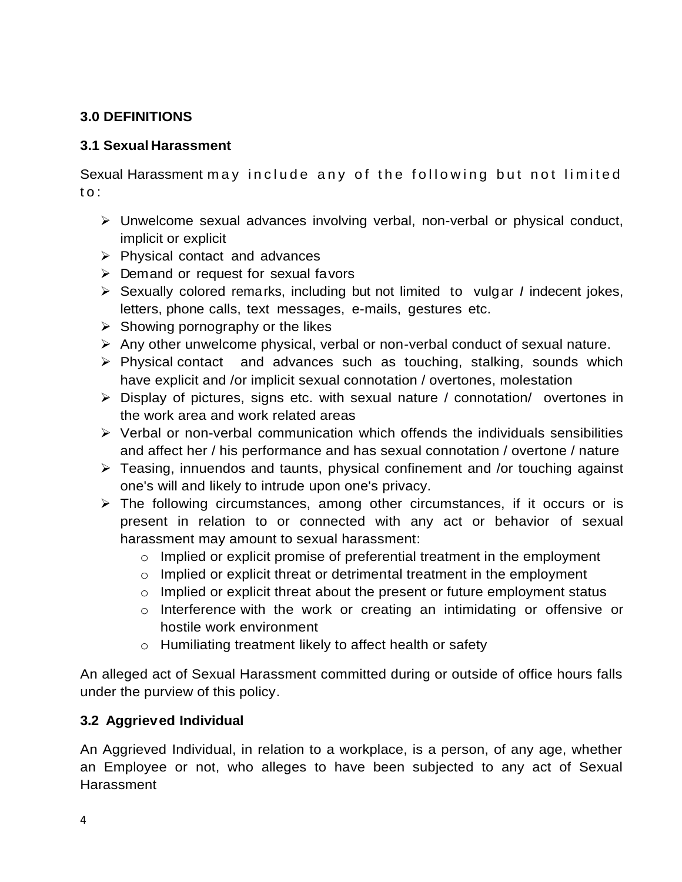## 3.0 DEFINITIONS

### 3.1 Sexual Harassment

Sexual Harassment may include any of the following but not limited to:

- Unwelcome sexual advances involving verbal, non-verbal or physical conduct, implicit or explicit
- Physical contact and advances
- Demand or request for sexual favors
- Sexually colored remarks, including but not limited to vulgar / indecent jokes, letters, phone calls, text messages, e-mails, gestures etc.
- Showing pornography or the likes
- Any other unwelcome physical, verbal or non-verbal conduct of sexual nature.
- Physical contact and advances such as touching, stalking, sounds which have explicit and /or implicit sexual connotation / overtones, molestation
- Display of pictures, signs etc. with sexual nature / connotation/ overtones in the work area and work related areas
- Verbal or non-verbal communication which offends the individuals sensibilities and affect her / his performance and has sexual connotation / overtone / nature
- Teasing, innuendos and taunts, physical confinement and /or touching against one's will and likely to intrude upon one's privacy.
- The following circumstances, among other circumstances, if it occurs or is present in relation to or connected with any act or behavior of sexual harassment may amount to sexual harassment:
  - Implied or explicit promise of preferential treatment in the employment
  - Implied or explicit threat or detrimental treatment in the employment
  - Implied or explicit threat about the present or future employment status
  - Interference with the work or creating an intimidating or offensive or hostile work environment
  - Humiliating treatment likely to affect health or safety

An alleged act of Sexual Harassment committed during or outside of office hours falls under the purview of this policy.

### 3.2 Aggrieved Individual

An Aggrieved Individual, in relation to a workplace, is a person, of any age, whether an Employee or not, who alleges to have been subjected to any act of Sexual Harassment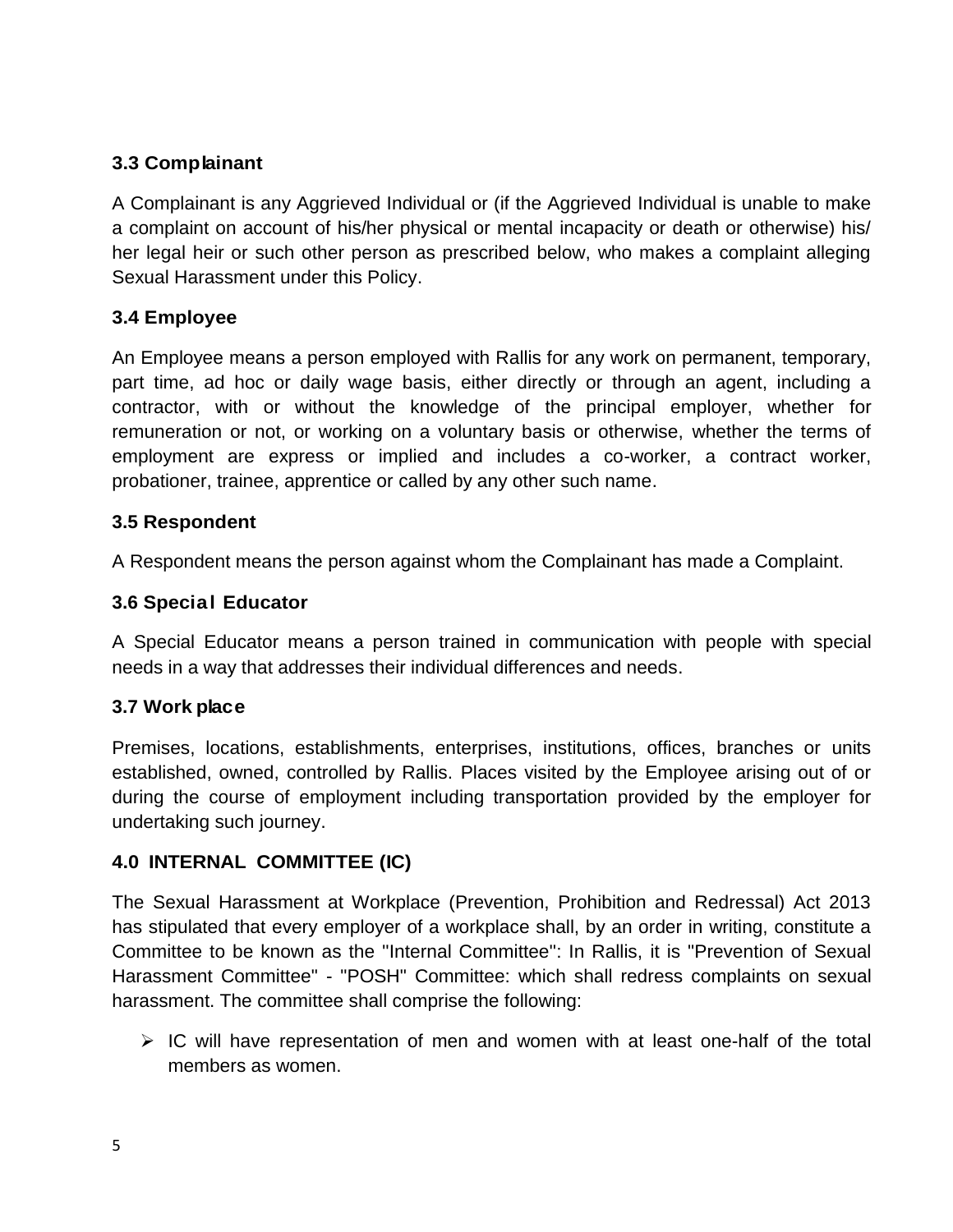### 3.3 Complainant

A Complainant is any Aggrieved Individual or (if the Aggrieved Individual is unable to make a complaint on account of his/her physical or mental incapacity or death or otherwise) his/ her legal heir or such other person as prescribed below, who makes a complaint alleging Sexual Harassment under this Policy.

### 3.4 Employee

An Employee means a person employed with Rallis for any work on permanent, temporary, part time, ad hoc or daily wage basis, either directly or through an agent, including a contractor, with or without the knowledge of the principal employer, whether for remuneration or not, or working on a voluntary basis or otherwise, whether the terms of employment are express or implied and includes a co-worker, a contract worker, probationer, trainee, apprentice or called by any other such name.

### 3.5 Respondent

A Respondent means the person against whom the Complainant has made a Complaint.

### 3.6 Special Educator

A Special Educator means a person trained in communication with people with special needs in a way that addresses their individual differences and needs.

### 3.7 Work place

Premises, locations, establishments, enterprises, institutions, offices, branches or units established, owned, controlled by Rallis. Places visited by the Employee arising out of or during the course of employment including transportation provided by the employer for undertaking such journey.

## 4.0 INTERNAL COMMITTEE (IC)

The Sexual Harassment at Workplace (Prevention, Prohibition and Redressal) Act 2013 has stipulated that every employer of a workplace shall, by an order in writing, constitute a Committee to be known as the "Internal Committee": In Rallis, it is "Prevention of Sexual Harassment Committee" - "POSH" Committee: which shall redress complaints on sexual harassment. The committee shall comprise the following:

- IC will have representation of men and women with at least one-half of the total members as women.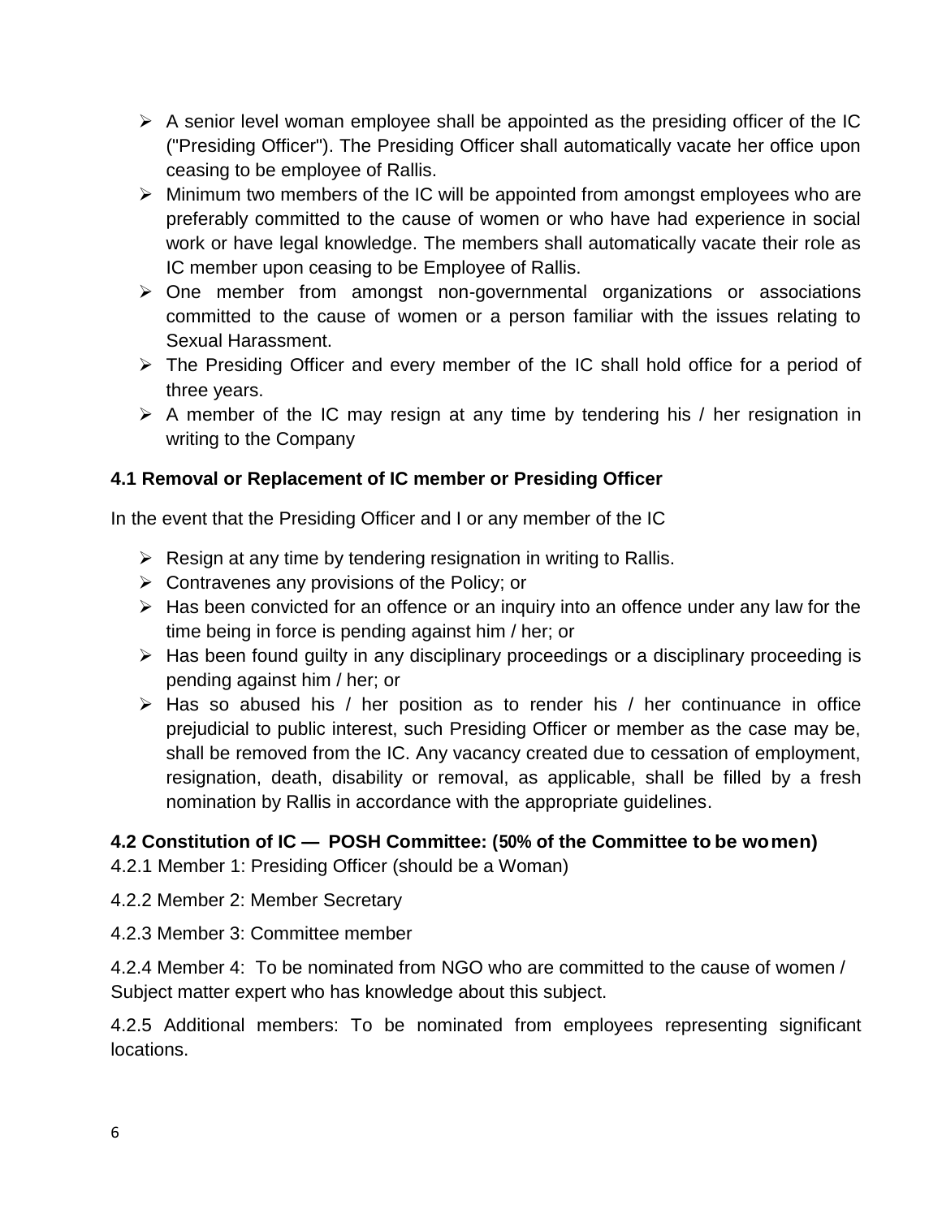- A senior level woman employee shall be appointed as the presiding officer of the IC ("Presiding Officer"). The Presiding Officer shall automatically vacate her office upon ceasing to be employee of Rallis.
- Minimum two members of the IC will be appointed from amongst employees who are preferably committed to the cause of women or who have had experience in social work or have legal knowledge. The members shall automatically vacate their role as IC member upon ceasing to be Employee of Rallis.
- One member from amongst non-governmental organizations or associations committed to the cause of women or a person familiar with the issues relating to Sexual Harassment.
- The Presiding Officer and every member of the IC shall hold office for a period of three years.
- A member of the IC may resign at any time by tendering his / her resignation in writing to the Company

### 4.1 Removal or Replacement of IC member or Presiding Officer

In the event that the Presiding Officer and I or any member of the IC

- Resign at any time by tendering resignation in writing to Rallis.
- Contravenes any provisions of the Policy; or
- Has been convicted for an offence or an inquiry into an offence under any law for the time being in force is pending against him / her; or
- Has been found guilty in any disciplinary proceedings or a disciplinary proceeding is pending against him / her; or
- Has so abused his / her position as to render his / her continuance in office prejudicial to public interest, such Presiding Officer or member as the case may be, shall be removed from the IC. Any vacancy created due to cessation of employment, resignation, death, disability or removal, as applicable, shall be filled by a fresh nomination by Rallis in accordance with the appropriate guidelines.

### 4.2 Constitution of IC — POSH Committee: (50% of the Committee to be women)

4.2.1 Member 1: Presiding Officer (should be a Woman)

4.2.2 Member 2: Member Secretary

4.2.3 Member 3: Committee member

4.2.4 Member 4: To be nominated from NGO who are committed to the cause of women / Subject matter expert who has knowledge about this subject.

4.2.5 Additional members: To be nominated from employees representing significant locations.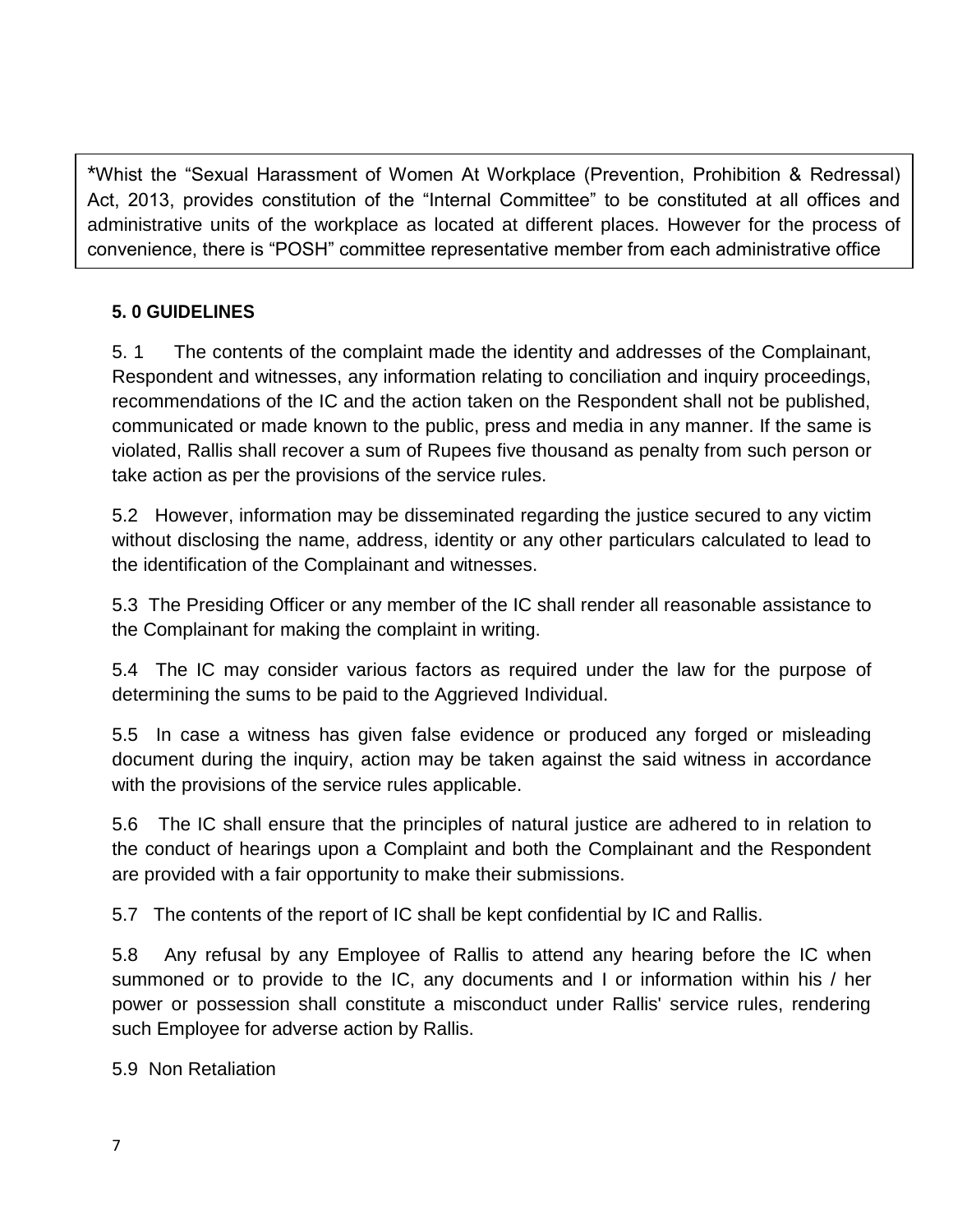*Whist the "Sexual Harassment of Women At Workplace (Prevention, Prohibition & Redressal) Act, 2013, provides constitution of the "Internal Committee" to be constituted at all offices and administrative units of the workplace as located at different places. However for the process of convenience, there is "POSH" committee representative member from each administrative office

**5. 0 GUIDELINES**

5. 1 The contents of the complaint made the identity and addresses of the Complainant, Respondent and witnesses, any information relating to conciliation and inquiry proceedings, recommendations of the IC and the action taken on the Respondent shall not be published, communicated or made known to the public, press and media in any manner. If the same is violated, Rallis shall recover a sum of Rupees five thousand as penalty from such person or take action as per the provisions of the service rules.

5.2 However, information may be disseminated regarding the justice secured to any victim without disclosing the name, address, identity or any other particulars calculated to lead to the identification of the Complainant and witnesses.

5.3 The Presiding Officer or any member of the IC shall render all reasonable assistance to the Complainant for making the complaint in writing.

5.4 The IC may consider various factors as required under the law for the purpose of determining the sums to be paid to the Aggrieved Individual.

5.5 In case a witness has given false evidence or produced any forged or misleading document during the inquiry, action may be taken against the said witness in accordance with the provisions of the service rules applicable.

5.6 The IC shall ensure that the principles of natural justice are adhered to in relation to the conduct of hearings upon a Complaint and both the Complainant and the Respondent are provided with a fair opportunity to make their submissions.

5.7 The contents of the report of IC shall be kept confidential by IC and Rallis.

5.8 Any refusal by any Employee of Rallis to attend any hearing before the IC when summoned or to provide to the IC, any documents and I or information within his / her power or possession shall constitute a misconduct under Rallis' service rules, rendering such Employee for adverse action by Rallis.

5.9 Non Retaliation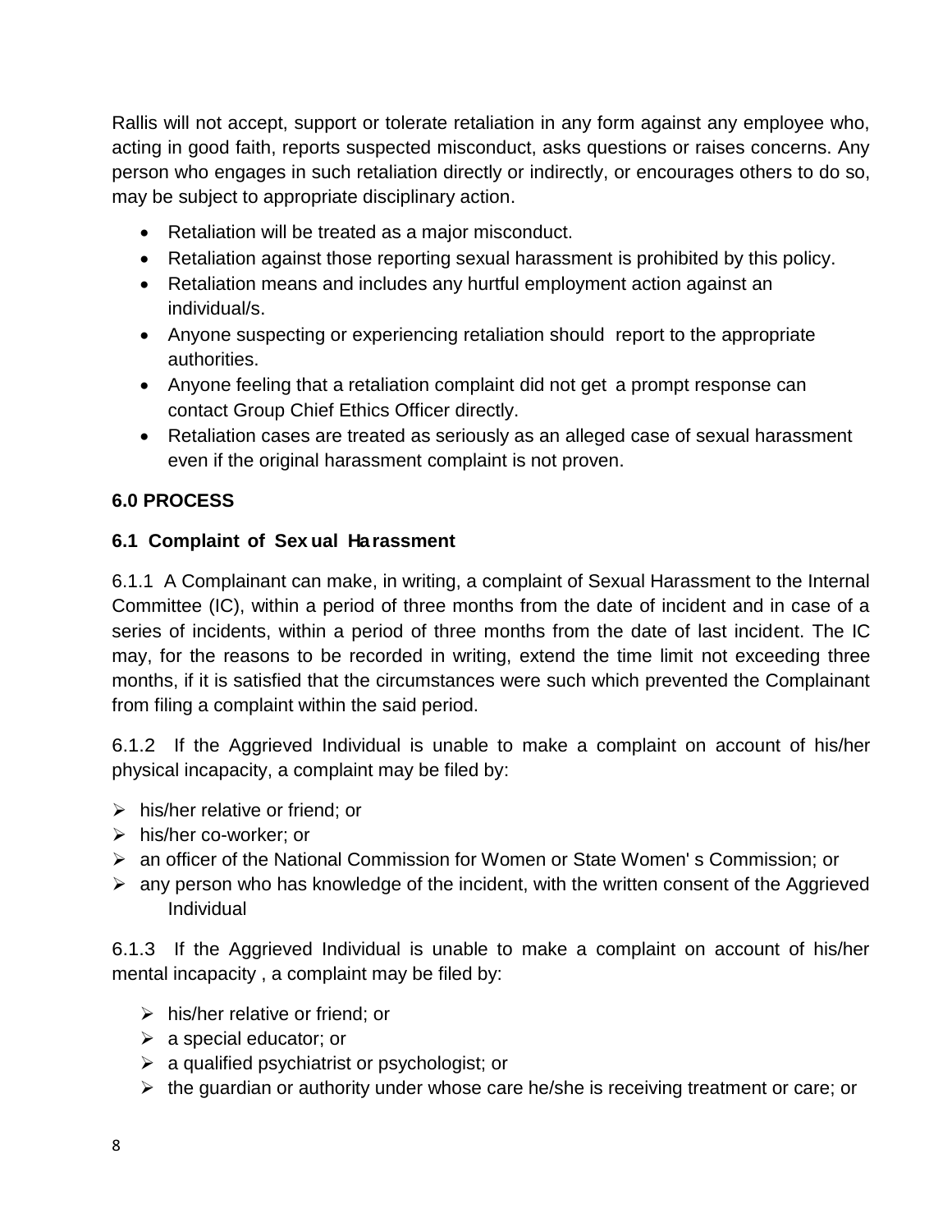Rallis will not accept, support or tolerate retaliation in any form against any employee who, acting in good faith, reports suspected misconduct, asks questions or raises concerns. Any person who engages in such retaliation directly or indirectly, or encourages others to do so, may be subject to appropriate disciplinary action.

- Retaliation will be treated as a major misconduct.
- Retaliation against those reporting sexual harassment is prohibited by this policy.
- Retaliation means and includes any hurtful employment action against an individual/s.
- Anyone suspecting or experiencing retaliation should report to the appropriate authorities.
- Anyone feeling that a retaliation complaint did not get a prompt response can contact Group Chief Ethics Officer directly.
- Retaliation cases are treated as seriously as an alleged case of sexual harassment even if the original harassment complaint is not proven.

**6.0 PROCESS**

**6.1 Complaint of Sexual Harassment**

6.1.1 A Complainant can make, in writing, a complaint of Sexual Harassment to the Internal Committee (IC), within a period of three months from the date of incident and in case of a series of incidents, within a period of three months from the date of last incident. The IC may, for the reasons to be recorded in writing, extend the time limit not exceeding three months, if it is satisfied that the circumstances were such which prevented the Complainant from filing a complaint within the said period.

6.1.2 If the Aggrieved Individual is unable to make a complaint on account of his/her physical incapacity, a complaint may be filed by:

- his/her relative or friend; or
- his/her co-worker; or
- an officer of the National Commission for Women or State Women' s Commission; or
- any person who has knowledge of the incident, with the written consent of the Aggrieved Individual

6.1.3 If the Aggrieved Individual is unable to make a complaint on account of his/her mental incapacity , a complaint may be filed by:

- his/her relative or friend; or
- a special educator; or
- a qualified psychiatrist or psychologist; or
- the guardian or authority under whose care he/she is receiving treatment or care; or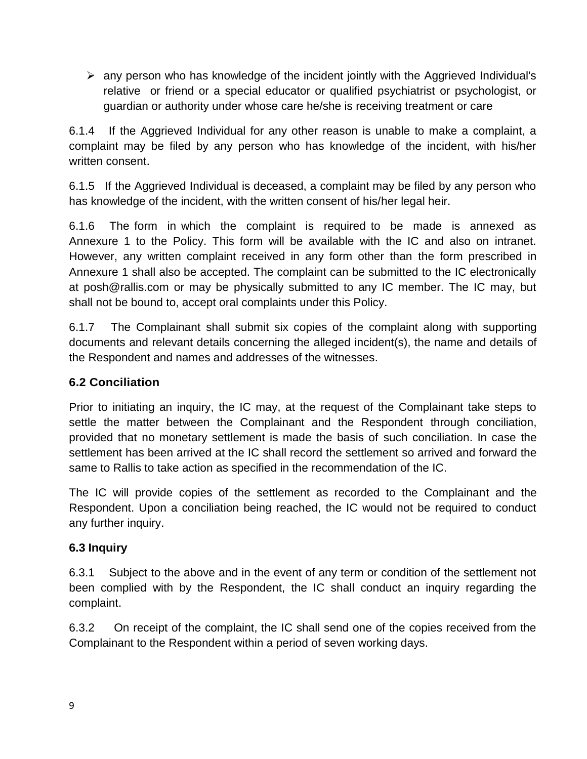- any person who has knowledge of the incident jointly with the Aggrieved Individual's relative or friend or a special educator or qualified psychiatrist or psychologist, or guardian or authority under whose care he/she is receiving treatment or care

6.1.4 If the Aggrieved Individual for any other reason is unable to make a complaint, a complaint may be filed by any person who has knowledge of the incident, with his/her written consent.

6.1.5 If the Aggrieved Individual is deceased, a complaint may be filed by any person who has knowledge of the incident, with the written consent of his/her legal heir.

6.1.6 The form in which the complaint is required to be made is annexed as Annexure 1 to the Policy. This form will be available with the IC and also on intranet. However, any written complaint received in any form other than the form prescribed in Annexure 1 shall also be accepted. The complaint can be submitted to the IC electronically at posh@rallis.com or may be physically submitted to any IC member. The IC may, but shall not be bound to, accept oral complaints under this Policy.

6.1.7 The Complainant shall submit six copies of the complaint along with supporting documents and relevant details concerning the alleged incident(s), the name and details of the Respondent and names and addresses of the witnesses.

### 6.2 Conciliation

Prior to initiating an inquiry, the IC may, at the request of the Complainant take steps to settle the matter between the Complainant and the Respondent through conciliation, provided that no monetary settlement is made the basis of such conciliation. In case the settlement has been arrived at the IC shall record the settlement so arrived and forward the same to Rallis to take action as specified in the recommendation of the IC.

The IC will provide copies of the settlement as recorded to the Complainant and the Respondent. Upon a conciliation being reached, the IC would not be required to conduct any further inquiry.

### 6.3 Inquiry

6.3.1 Subject to the above and in the event of any term or condition of the settlement not been complied with by the Respondent, the IC shall conduct an inquiry regarding the complaint.

6.3.2 On receipt of the complaint, the IC shall send one of the copies received from the Complainant to the Respondent within a period of seven working days.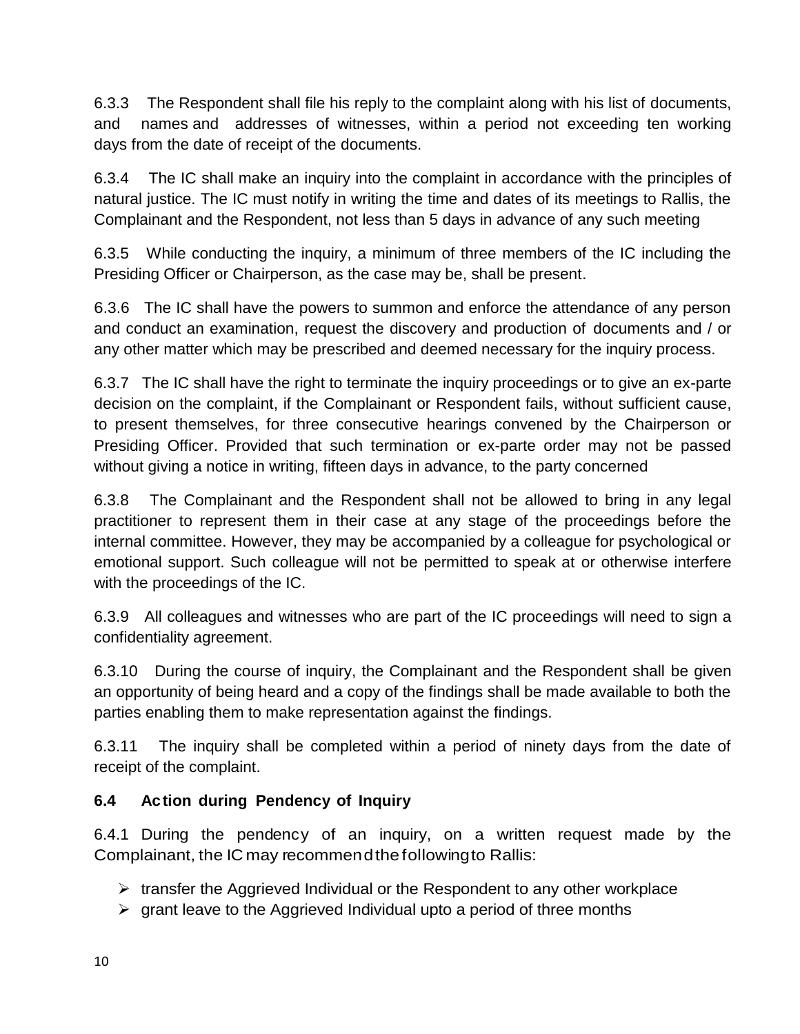6.3.3 The Respondent shall file his reply to the complaint along with his list of documents, and names and addresses of witnesses, within a period not exceeding ten working days from the date of receipt of the documents.

6.3.4 The IC shall make an inquiry into the complaint in accordance with the principles of natural justice. The IC must notify in writing the time and dates of its meetings to Rallis, the Complainant and the Respondent, not less than 5 days in advance of any such meeting

6.3.5 While conducting the inquiry, a minimum of three members of the IC including the Presiding Officer or Chairperson, as the case may be, shall be present.

6.3.6 The IC shall have the powers to summon and enforce the attendance of any person and conduct an examination, request the discovery and production of documents and / or any other matter which may be prescribed and deemed necessary for the inquiry process.

6.3.7 The IC shall have the right to terminate the inquiry proceedings or to give an ex-parte decision on the complaint, if the Complainant or Respondent fails, without sufficient cause, to present themselves, for three consecutive hearings convened by the Chairperson or Presiding Officer. Provided that such termination or ex-parte order may not be passed without giving a notice in writing, fifteen days in advance, to the party concerned

6.3.8 The Complainant and the Respondent shall not be allowed to bring in any legal practitioner to represent them in their case at any stage of the proceedings before the internal committee. However, they may be accompanied by a colleague for psychological or emotional support. Such colleague will not be permitted to speak at or otherwise interfere with the proceedings of the IC.

6.3.9 All colleagues and witnesses who are part of the IC proceedings will need to sign a confidentiality agreement.

6.3.10 During the course of inquiry, the Complainant and the Respondent shall be given an opportunity of being heard and a copy of the findings shall be made available to both the parties enabling them to make representation against the findings.

6.3.11 The inquiry shall be completed within a period of ninety days from the date of receipt of the complaint.

### 6.4 Action during Pendency of Inquiry

6.4.1 During the pendency of an inquiry, on a written request made by the Complainant, the IC may recommend the following to Rallis:

- transfer the Aggrieved Individual or the Respondent to any other workplace
- grant leave to the Aggrieved Individual upto a period of three months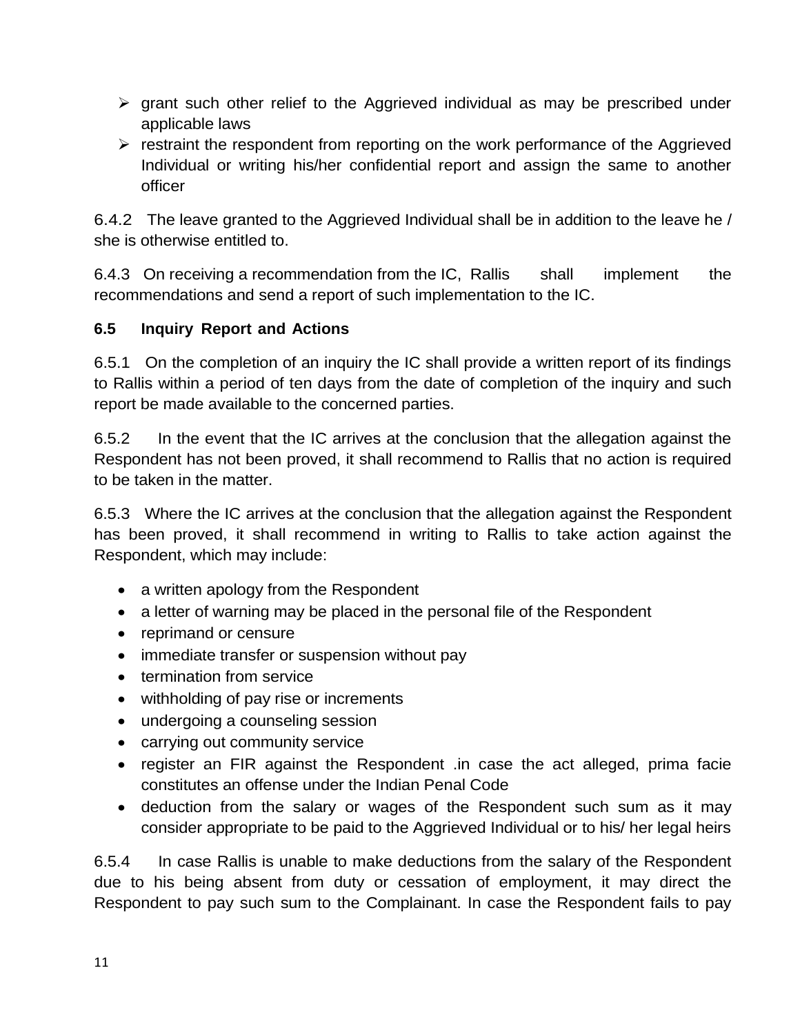- grant such other relief to the Aggrieved individual as may be prescribed under applicable laws
- restraint the respondent from reporting on the work performance of the Aggrieved Individual or writing his/her confidential report and assign the same to another officer

6.4.2 The leave granted to the Aggrieved Individual shall be in addition to the leave he / she is otherwise entitled to.

6.4.3 On receiving a recommendation from the IC, Rallis shall implement the recommendations and send a report of such implementation to the IC.

**6.5 Inquiry Report and Actions**

6.5.1 On the completion of an inquiry the IC shall provide a written report of its findings to Rallis within a period of ten days from the date of completion of the inquiry and such report be made available to the concerned parties.

6.5.2 In the event that the IC arrives at the conclusion that the allegation against the Respondent has not been proved, it shall recommend to Rallis that no action is required to be taken in the matter.

6.5.3 Where the IC arrives at the conclusion that the allegation against the Respondent has been proved, it shall recommend in writing to Rallis to take action against the Respondent, which may include:

- a written apology from the Respondent
- a letter of warning may be placed in the personal file of the Respondent
- reprimand or censure
- immediate transfer or suspension without pay
- termination from service
- withholding of pay rise or increments
- undergoing a counseling session
- carrying out community service
- register an FIR against the Respondent .in case the act alleged, prima facie constitutes an offense under the Indian Penal Code
- deduction from the salary or wages of the Respondent such sum as it may consider appropriate to be paid to the Aggrieved Individual or to his/ her legal heirs

6.5.4 In case Rallis is unable to make deductions from the salary of the Respondent due to his being absent from duty or cessation of employment, it may direct the Respondent to pay such sum to the Complainant. In case the Respondent fails to pay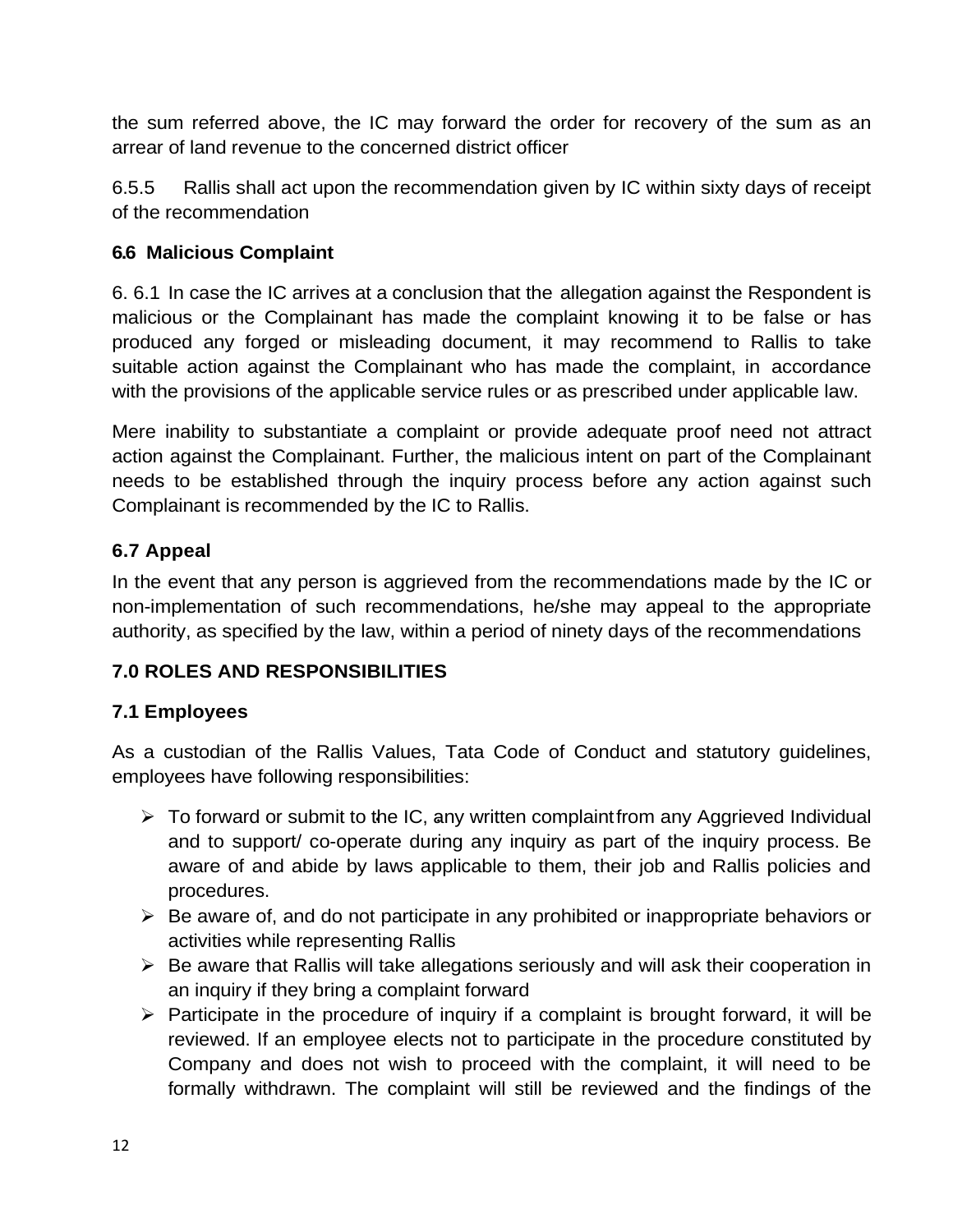the sum referred above, the IC may forward the order for recovery of the sum as an arrear of land revenue to the concerned district officer

6.5.5 Rallis shall act upon the recommendation given by IC within sixty days of receipt of the recommendation

### 6.6 Malicious Complaint

6. 6.1 In case the IC arrives at a conclusion that the allegation against the Respondent is malicious or the Complainant has made the complaint knowing it to be false or has produced any forged or misleading document, it may recommend to Rallis to take suitable action against the Complainant who has made the complaint, in accordance with the provisions of the applicable service rules or as prescribed under applicable law.

Mere inability to substantiate a complaint or provide adequate proof need not attract action against the Complainant. Further, the malicious intent on part of the Complainant needs to be established through the inquiry process before any action against such Complainant is recommended by the IC to Rallis.

### 6.7 Appeal

In the event that any person is aggrieved from the recommendations made by the IC or non-implementation of such recommendations, he/she may appeal to the appropriate authority, as specified by the law, within a period of ninety days of the recommendations

## 7.0 ROLES AND RESPONSIBILITIES

### 7.1 Employees

As a custodian of the Rallis Values, Tata Code of Conduct and statutory guidelines, employees have following responsibilities:

- To forward or submit to the IC, any written complaint from any Aggrieved Individual and to support/ co-operate during any inquiry as part of the inquiry process. Be aware of and abide by laws applicable to them, their job and Rallis policies and procedures.
- Be aware of, and do not participate in any prohibited or inappropriate behaviors or activities while representing Rallis
- Be aware that Rallis will take allegations seriously and will ask their cooperation in an inquiry if they bring a complaint forward
- Participate in the procedure of inquiry if a complaint is brought forward, it will be reviewed. If an employee elects not to participate in the procedure constituted by Company and does not wish to proceed with the complaint, it will need to be formally withdrawn. The complaint will still be reviewed and the findings of the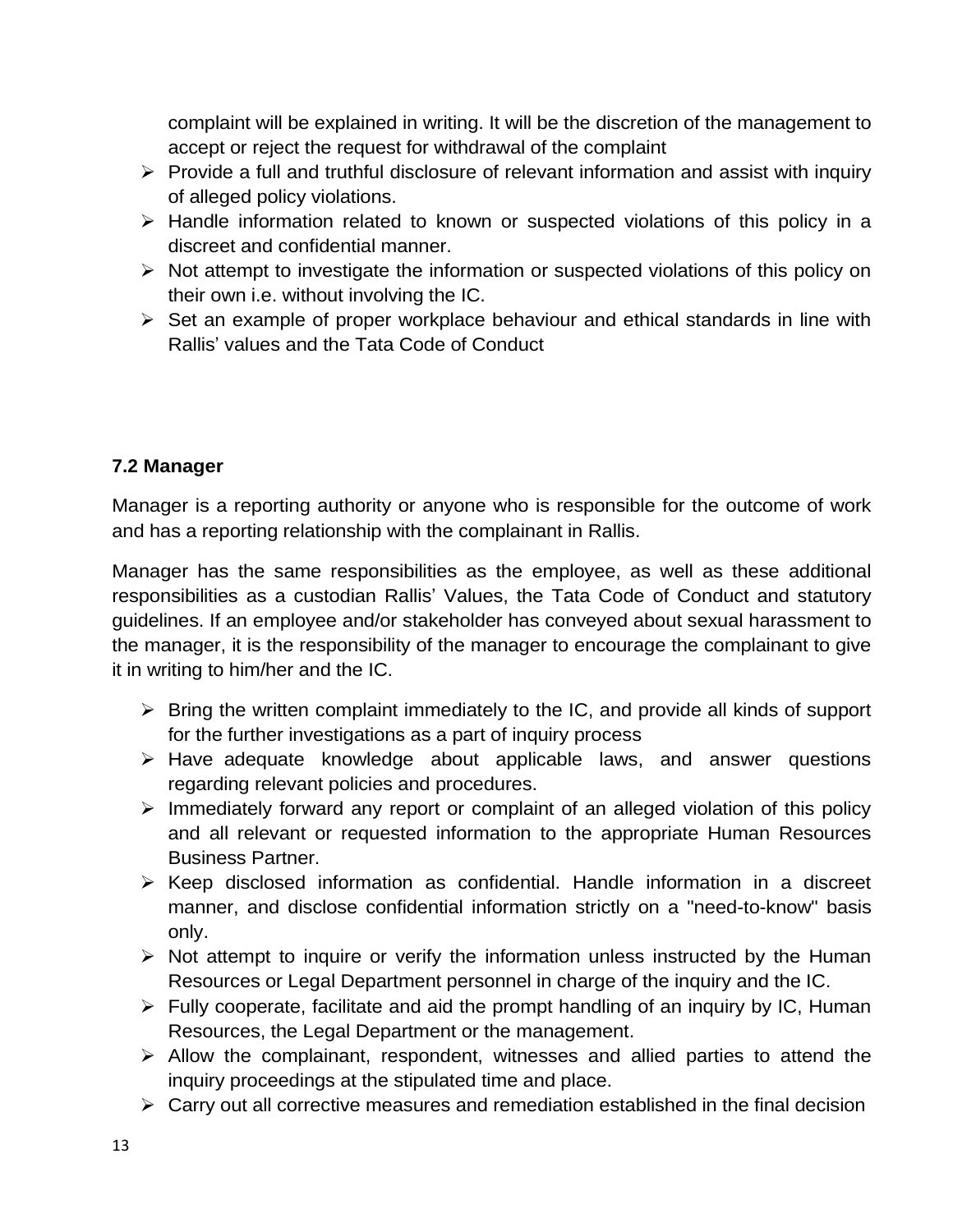complaint will be explained in writing. It will be the discretion of the management to accept or reject the request for withdrawal of the complaint

- Provide a full and truthful disclosure of relevant information and assist with inquiry of alleged policy violations.
- Handle information related to known or suspected violations of this policy in a discreet and confidential manner.
- Not attempt to investigate the information or suspected violations of this policy on their own i.e. without involving the IC.
- Set an example of proper workplace behaviour and ethical standards in line with Rallis' values and the Tata Code of Conduct

### 7.2 Manager

Manager is a reporting authority or anyone who is responsible for the outcome of work and has a reporting relationship with the complainant in Rallis.

Manager has the same responsibilities as the employee, as well as these additional responsibilities as a custodian Rallis' Values, the Tata Code of Conduct and statutory guidelines. If an employee and/or stakeholder has conveyed about sexual harassment to the manager, it is the responsibility of the manager to encourage the complainant to give it in writing to him/her and the IC.

- Bring the written complaint immediately to the IC, and provide all kinds of support for the further investigations as a part of inquiry process
- Have adequate knowledge about applicable laws, and answer questions regarding relevant policies and procedures.
- Immediately forward any report or complaint of an alleged violation of this policy and all relevant or requested information to the appropriate Human Resources Business Partner.
- Keep disclosed information as confidential. Handle information in a discreet manner, and disclose confidential information strictly on a "need-to-know" basis only.
- Not attempt to inquire or verify the information unless instructed by the Human Resources or Legal Department personnel in charge of the inquiry and the IC.
- Fully cooperate, facilitate and aid the prompt handling of an inquiry by IC, Human Resources, the Legal Department or the management.
- Allow the complainant, respondent, witnesses and allied parties to attend the inquiry proceedings at the stipulated time and place.
- Carry out all corrective measures and remediation established in the final decision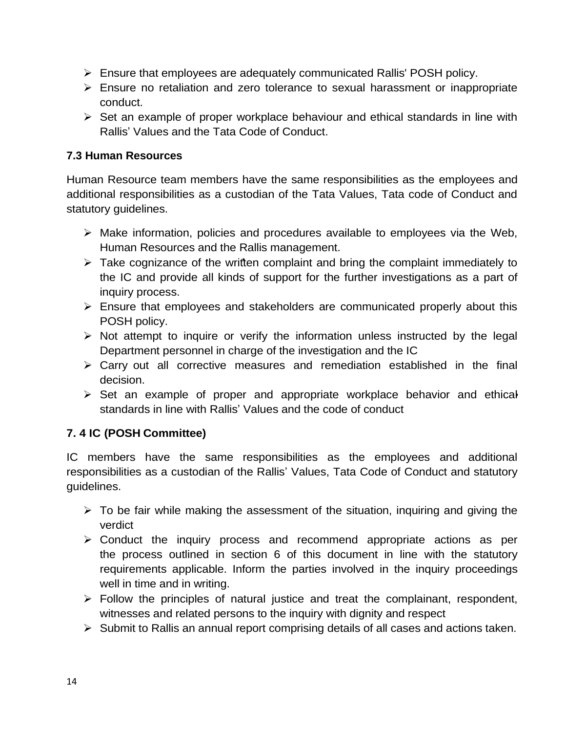- Ensure that employees are adequately communicated Rallis' POSH policy.
- Ensure no retaliation and zero tolerance to sexual harassment or inappropriate conduct.
- Set an example of proper workplace behaviour and ethical standards in line with Rallis' Values and the Tata Code of Conduct.

### 7.3 Human Resources

Human Resource team members have the same responsibilities as the employees and additional responsibilities as a custodian of the Tata Values, Tata code of Conduct and statutory guidelines.

- Make information, policies and procedures available to employees via the Web, Human Resources and the Rallis management.
- Take cognizance of the written complaint and bring the complaint immediately to the IC and provide all kinds of support for the further investigations as a part of inquiry process.
- Ensure that employees and stakeholders are communicated properly about this POSH policy.
- Not attempt to inquire or verify the information unless instructed by the legal Department personnel in charge of the investigation and the IC
- Carry out all corrective measures and remediation established in the final decision.
- Set an example of proper and appropriate workplace behavior and ethical standards in line with Rallis' Values and the code of conduct

### 7. 4 IC (POSH Committee)

IC members have the same responsibilities as the employees and additional responsibilities as a custodian of the Rallis' Values, Tata Code of Conduct and statutory guidelines.

- To be fair while making the assessment of the situation, inquiring and giving the verdict
- Conduct the inquiry process and recommend appropriate actions as per the process outlined in section 6 of this document in line with the statutory requirements applicable. Inform the parties involved in the inquiry proceedings well in time and in writing.
- Follow the principles of natural justice and treat the complainant, respondent, witnesses and related persons to the inquiry with dignity and respect
- Submit to Rallis an annual report comprising details of all cases and actions taken.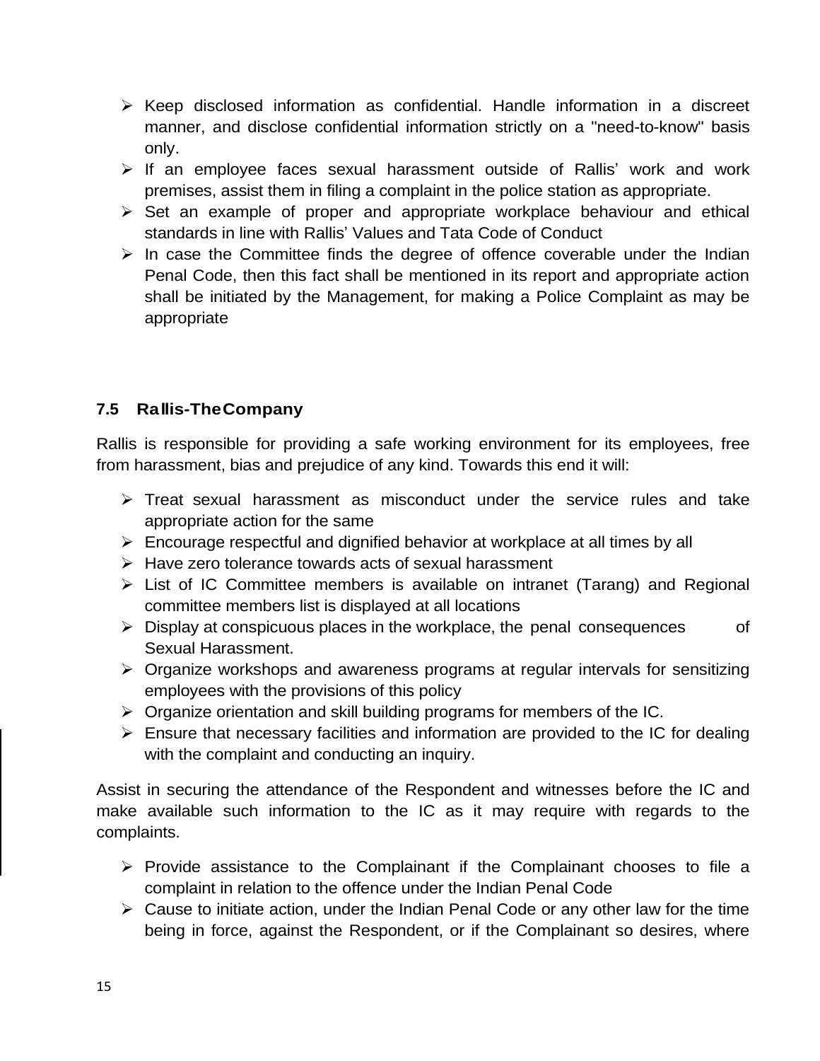- Keep disclosed information as confidential. Handle information in a discreet manner, and disclose confidential information strictly on a "need-to-know" basis only.
- If an employee faces sexual harassment outside of Rallis' work and work premises, assist them in filing a complaint in the police station as appropriate.
- Set an example of proper and appropriate workplace behaviour and ethical standards in line with Rallis' Values and Tata Code of Conduct
- In case the Committee finds the degree of offence coverable under the Indian Penal Code, then this fact shall be mentioned in its report and appropriate action shall be initiated by the Management, for making a Police Complaint as may be appropriate

### 7.5 Rallis-The Company

Rallis is responsible for providing a safe working environment for its employees, free from harassment, bias and prejudice of any kind. Towards this end it will:

- Treat sexual harassment as misconduct under the service rules and take appropriate action for the same
- Encourage respectful and dignified behavior at workplace at all times by all
- Have zero tolerance towards acts of sexual harassment
- List of IC Committee members is available on intranet (Tarang) and Regional committee members list is displayed at all locations
- Display at conspicuous places in the workplace, the penal consequences of Sexual Harassment.
- Organize workshops and awareness programs at regular intervals for sensitizing employees with the provisions of this policy
- Organize orientation and skill building programs for members of the IC.
- Ensure that necessary facilities and information are provided to the IC for dealing with the complaint and conducting an inquiry.

Assist in securing the attendance of the Respondent and witnesses before the IC and make available such information to the IC as it may require with regards to the complaints.

- Provide assistance to the Complainant if the Complainant chooses to file a complaint in relation to the offence under the Indian Penal Code
- Cause to initiate action, under the Indian Penal Code or any other law for the time being in force, against the Respondent, or if the Complainant so desires, where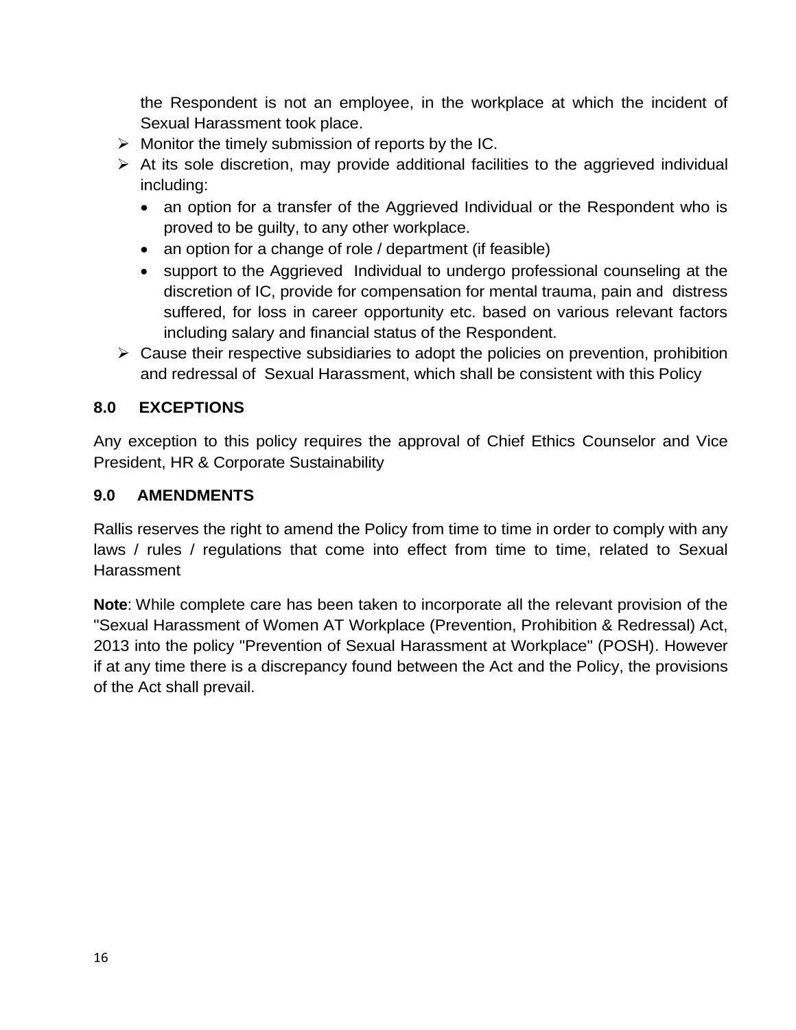the Respondent is not an employee, in the workplace at which the incident of Sexual Harassment took place.

- Monitor the timely submission of reports by the IC.
- At its sole discretion, may provide additional facilities to the aggrieved individual including:
  - an option for a transfer of the Aggrieved Individual or the Respondent who is proved to be guilty, to any other workplace.
  - an option for a change of role / department (if feasible)
  - support to the Aggrieved Individual to undergo professional counseling at the discretion of IC, provide for compensation for mental trauma, pain and distress suffered, for loss in career opportunity etc. based on various relevant factors including salary and financial status of the Respondent.
- Cause their respective subsidiaries to adopt the policies on prevention, prohibition and redressal of Sexual Harassment, which shall be consistent with this Policy

## 8.0 EXCEPTIONS

Any exception to this policy requires the approval of Chief Ethics Counselor and Vice President, HR & Corporate Sustainability

## 9.0 AMENDMENTS

Rallis reserves the right to amend the Policy from time to time in order to comply with any laws / rules / regulations that come into effect from time to time, related to Sexual Harassment

**Note**: While complete care has been taken to incorporate all the relevant provision of the "Sexual Harassment of Women AT Workplace (Prevention, Prohibition & Redressal) Act, 2013 into the policy "Prevention of Sexual Harassment at Workplace" (POSH). However if at any time there is a discrepancy found between the Act and the Policy, the provisions of the Act shall prevail.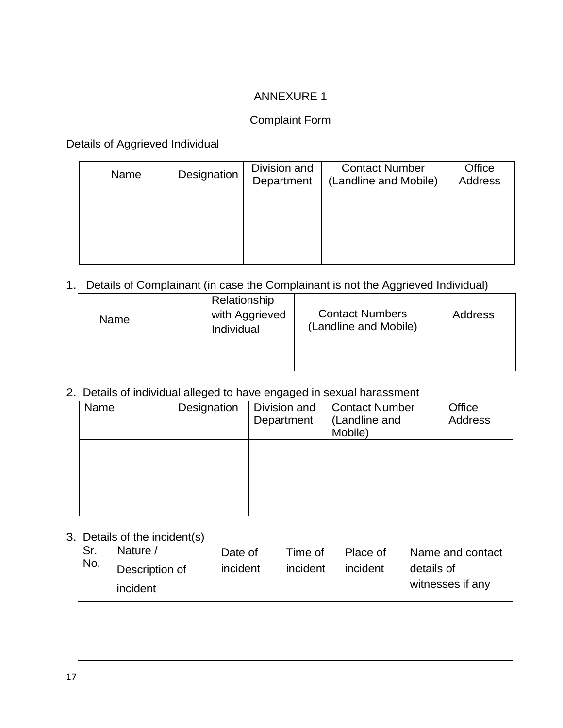ANNEXURE 1

Complaint Form

Details of Aggrieved Individual

| Name | Designation | Division and Department | Contact Number (Landline and Mobile) | Office Address |
|---|---|---|---|---|
| | | | | |

1. Details of Complainant (in case the Complainant is not the Aggrieved Individual)

| Name | Relationship with Aggrieved Individual | Contact Numbers (Landline and Mobile) | Address |
|---|---|---|---|
| | | | |

2. Details of individual alleged to have engaged in sexual harassment

| Name | Designation | Division and Department | Contact Number (Landline and Mobile) | Office Address |
|---|---|---|---|---|
| | | | | |

3. Details of the incident(s)

| Sr. No. | Nature / Description of incident | Date of incident | Time of incident | Place of incident | Name and contact details of witnesses if any |
|---|---|---|---|---|---|
| | | | | | |
| | | | | | |
| | | | | | |
| | | | | | |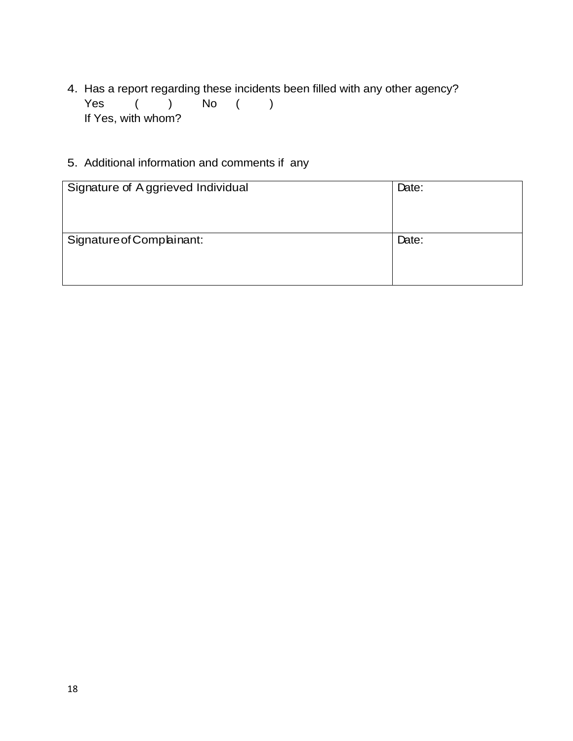4. Has a report regarding these incidents been filled with any other agency?
   Yes ( ) No ( )
   If Yes, with whom?

5. Additional information and comments if any

| | |
|---|---|
| Signature of Aggrieved Individual | Date: |
| Signature of Complainant: | Date: |